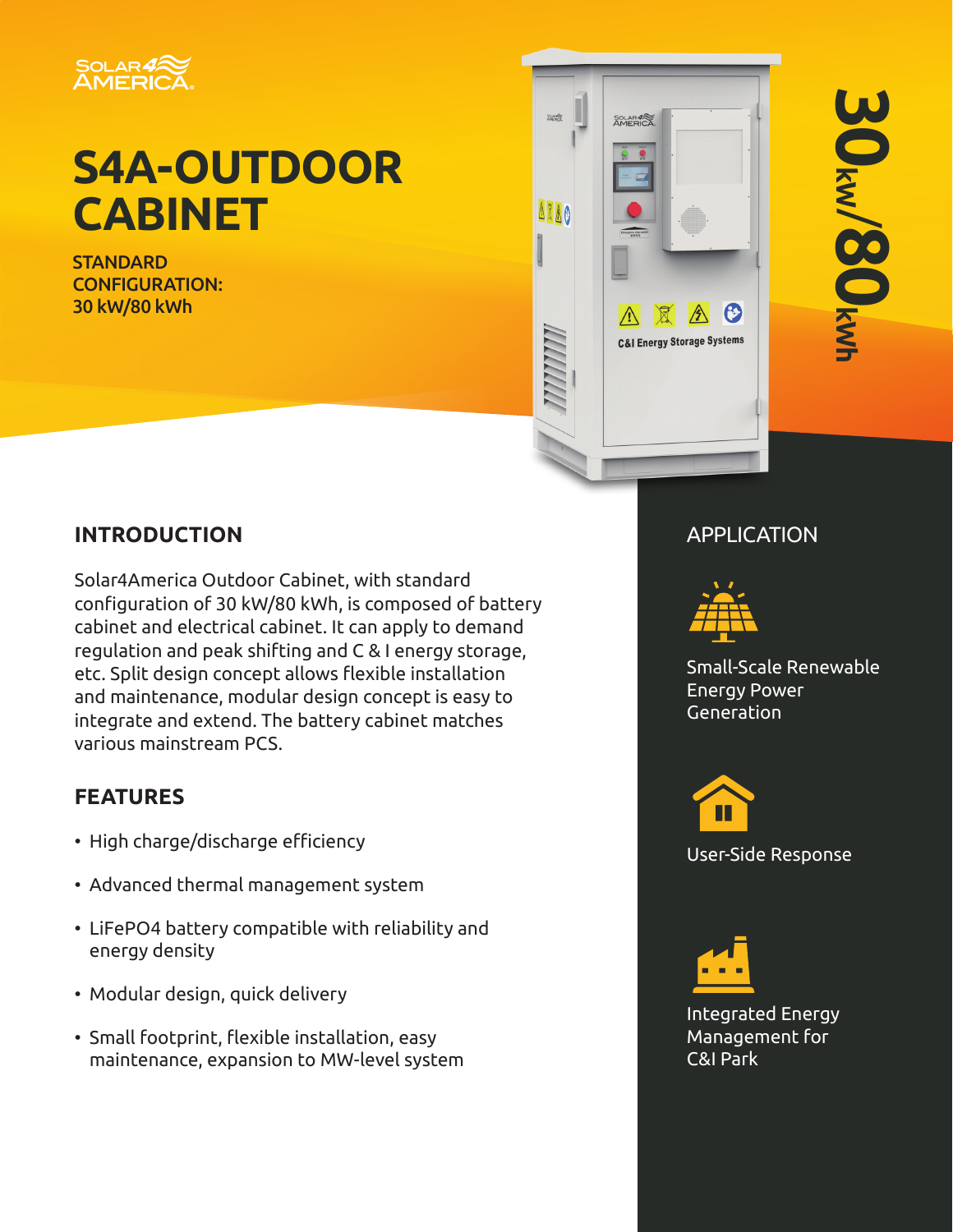# S4A-OUTDOOR CABINET

**STANDARD CONFIGURATION:**
**30 kW/80 kWh**

30kW/80kWh

## INTRODUCTION

Solar4America Outdoor Cabinet, with standard configuration of 30 kW/80 kWh, is composed of battery cabinet and electrical cabinet. It can apply to demand regulation and peak shifting and C & I energy storage, etc. Split design concept allows flexible installation and maintenance, modular design concept is easy to integrate and extend. The battery cabinet matches various mainstream PCS.

## FEATURES

- High charge/discharge efficiency
- Advanced thermal management system
- LiFePO4 battery compatible with reliability and energy density
- Modular design, quick delivery
- Small footprint, flexible installation, easy maintenance, expansion to MW-level system

## APPLICATION

Small-Scale Renewable Energy Power Generation

User-Side Response

Integrated Energy Management for C&I Park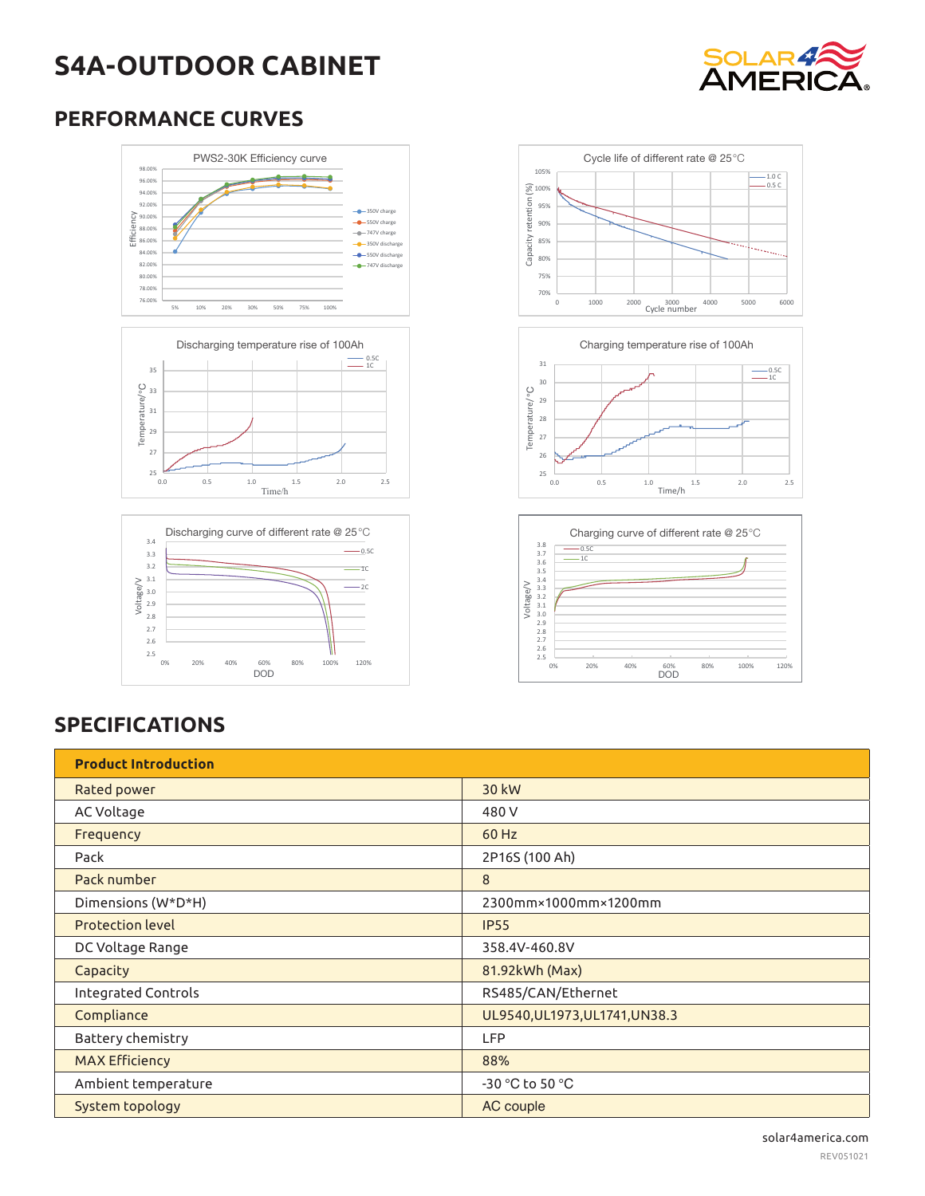# S4A-OUTDOOR CABINET

## PERFORMANCE CURVES

PWS2-30K Efficiency curve

Efficiency

98.00%
96.00%
94.00%
92.00%
90.00%
88.00%
86.00%
84.00%
82.00%
80.00%
78.00%
76.00%

5% 10% 20% 30% 50% 75% 100%

350V charge
550V charge
747V charge
350V discharge
550V discharge
747V discharge

Cycle life of different rate @ 25°C

Capacity retention (%)

105%
100%
95%
90%
85%
80%
75%
70%

0 1000 2000 3000 4000 5000 6000

Cycle number

1.0 C
0.5 C

Discharging temperature rise of 100Ah

Temperature/°C

35
33
31
29
27
25

0.0 0.5 1.0 1.5 2.0 2.5

Time/h

0.5C
1C

Charging temperature rise of 100Ah

Temperature/°C

31
30
29
28
27
26
25

0.0 0.5 1.0 1.5 2.0 2.5

Time/h

0.5C
1C

Discharging curve of different rate @ 25°C

Voltage/V

3.4
3.3
3.2
3.1
3.0
2.9
2.8
2.7
2.6
2.5

0% 20% 40% 60% 80% 100% 120%

DOD

0.5C
1C
2C

Charging curve of different rate @ 25°C

Voltage/V

3.8
3.7
3.6
3.5
3.4
3.3
3.2
3.1
3.0
2.9
2.8
2.7
2.6
2.5

0% 20% 40% 60% 80% 100% 120%

DOD

0.5C
1C

## SPECIFICATIONS

| Product Introduction | |
|---|---|
| Rated power | 30 kW |
| AC Voltage | 480 V |
| Frequency | 60 Hz |
| Pack | 2P16S (100 Ah) |
| Pack number | 8 |
| Dimensions (W*D*H) | 2300mm×1000mm×1200mm |
| Protection level | IP55 |
| DC Voltage Range | 358.4V-460.8V |
| Capacity | 81.92kWh (Max) |
| Integrated Controls | RS485/CAN/Ethernet |
| Compliance | UL9540,UL1973,UL1741,UN38.3 |
| Battery chemistry | LFP |
| MAX Efficiency | 88% |
| Ambient temperature | -30 °C to 50 °C |
| System topology | AC couple |

solar4america.com

REV051021